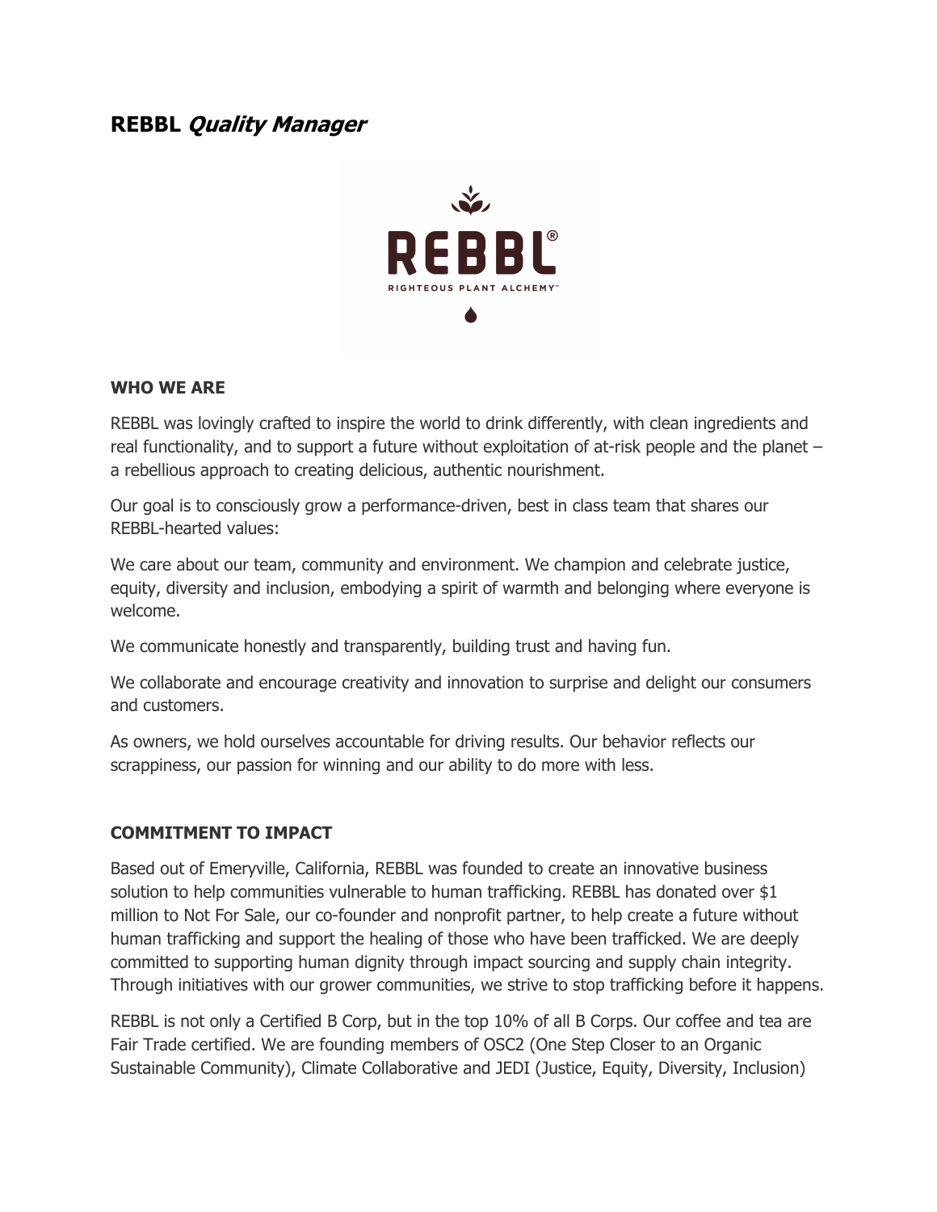# REBBL *Quality Manager*

**WHO WE ARE**

REBBL was lovingly crafted to inspire the world to drink differently, with clean ingredients and real functionality, and to support a future without exploitation of at-risk people and the planet – a rebellious approach to creating delicious, authentic nourishment.

Our goal is to consciously grow a performance-driven, best in class team that shares our REBBL-hearted values:

We care about our team, community and environment. We champion and celebrate justice, equity, diversity and inclusion, embodying a spirit of warmth and belonging where everyone is welcome.

We communicate honestly and transparently, building trust and having fun.

We collaborate and encourage creativity and innovation to surprise and delight our consumers and customers.

As owners, we hold ourselves accountable for driving results. Our behavior reflects our scrappiness, our passion for winning and our ability to do more with less.

**COMMITMENT TO IMPACT**

Based out of Emeryville, California, REBBL was founded to create an innovative business solution to help communities vulnerable to human trafficking. REBBL has donated over $1 million to Not For Sale, our co-founder and nonprofit partner, to help create a future without human trafficking and support the healing of those who have been trafficked. We are deeply committed to supporting human dignity through impact sourcing and supply chain integrity. Through initiatives with our grower communities, we strive to stop trafficking before it happens.

REBBL is not only a Certified B Corp, but in the top 10% of all B Corps. Our coffee and tea are Fair Trade certified. We are founding members of OSC2 (One Step Closer to an Organic Sustainable Community), Climate Collaborative and JEDI (Justice, Equity, Diversity, Inclusion)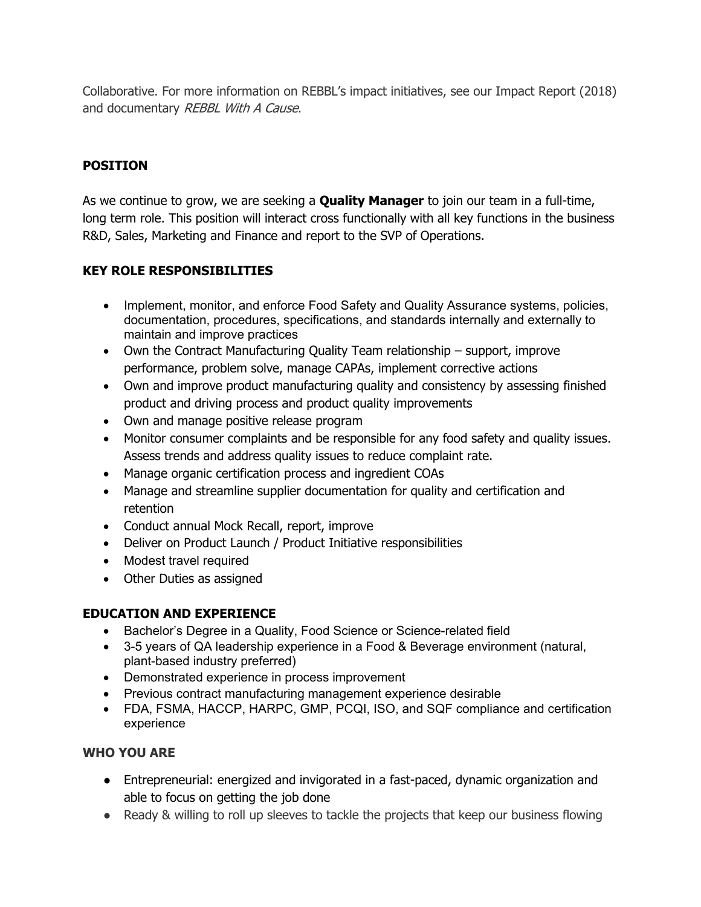Collaborative. For more information on REBBL's impact initiatives, see our Impact Report (2018) and documentary *REBBL With A Cause*.

## POSITION

As we continue to grow, we are seeking a **Quality Manager** to join our team in a full-time, long term role. This position will interact cross functionally with all key functions in the business R&D, Sales, Marketing and Finance and report to the SVP of Operations.

## KEY ROLE RESPONSIBILITIES

- Implement, monitor, and enforce Food Safety and Quality Assurance systems, policies, documentation, procedures, specifications, and standards internally and externally to maintain and improve practices
- Own the Contract Manufacturing Quality Team relationship – support, improve performance, problem solve, manage CAPAs, implement corrective actions
- Own and improve product manufacturing quality and consistency by assessing finished product and driving process and product quality improvements
- Own and manage positive release program
- Monitor consumer complaints and be responsible for any food safety and quality issues. Assess trends and address quality issues to reduce complaint rate.
- Manage organic certification process and ingredient COAs
- Manage and streamline supplier documentation for quality and certification and retention
- Conduct annual Mock Recall, report, improve
- Deliver on Product Launch / Product Initiative responsibilities
- Modest travel required
- Other Duties as assigned

## EDUCATION AND EXPERIENCE

- Bachelor's Degree in a Quality, Food Science or Science-related field
- 3-5 years of QA leadership experience in a Food & Beverage environment (natural, plant-based industry preferred)
- Demonstrated experience in process improvement
- Previous contract manufacturing management experience desirable
- FDA, FSMA, HACCP, HARPC, GMP, PCQI, ISO, and SQF compliance and certification experience

## WHO YOU ARE

- Entrepreneurial: energized and invigorated in a fast-paced, dynamic organization and able to focus on getting the job done
- Ready & willing to roll up sleeves to tackle the projects that keep our business flowing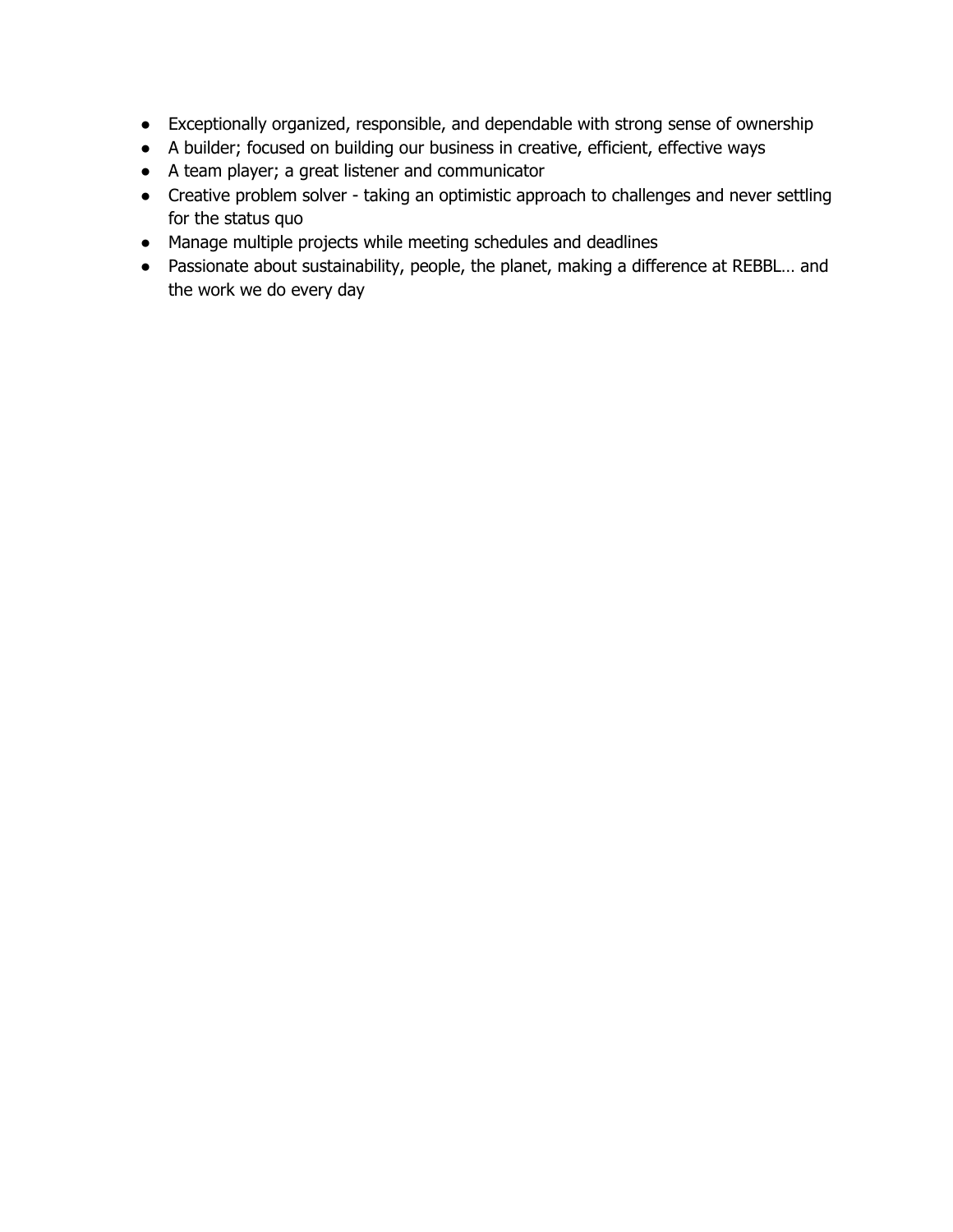- Exceptionally organized, responsible, and dependable with strong sense of ownership
- A builder; focused on building our business in creative, efficient, effective ways
- A team player; a great listener and communicator
- Creative problem solver - taking an optimistic approach to challenges and never settling for the status quo
- Manage multiple projects while meeting schedules and deadlines
- Passionate about sustainability, people, the planet, making a difference at REBBL… and the work we do every day